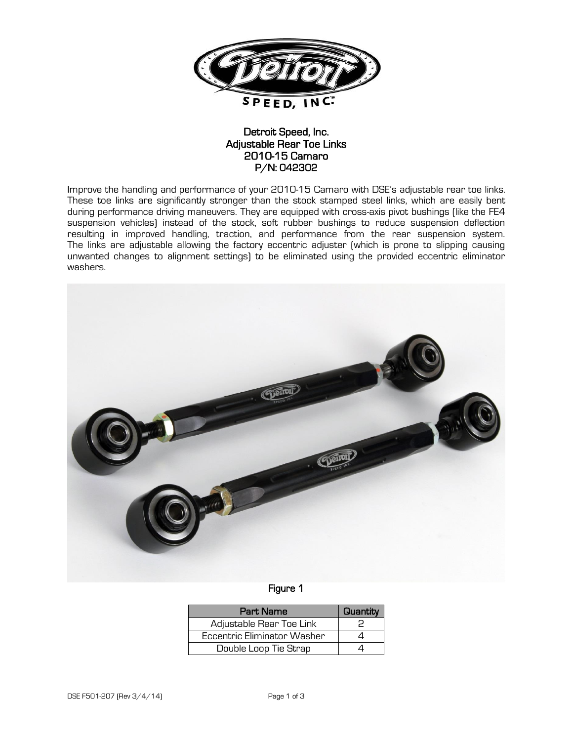# Detroit Speed, Inc.
## Adjustable Rear Toe Links
## 2010-15 Camaro
## P/N: 042302

Improve the handling and performance of your 2010-15 Camaro with DSE's adjustable rear toe links. These toe links are significantly stronger than the stock stamped steel links, which are easily bent during performance driving maneuvers. They are equipped with cross-axis pivot bushings (like the FE4 suspension vehicles) instead of the stock, soft rubber bushings to reduce suspension deflection resulting in improved handling, traction, and performance from the rear suspension system. The links are adjustable allowing the factory eccentric adjuster (which is prone to slipping causing unwanted changes to alignment settings) to be eliminated using the provided eccentric eliminator washers.

Figure 1

| Part Name | Quantity |
| --- | --- |
| Adjustable Rear Toe Link | 2 |
| Eccentric Eliminator Washer | 4 |
| Double Loop Tie Strap | 4 |

DSE F501-207 (Rev 3/4/14)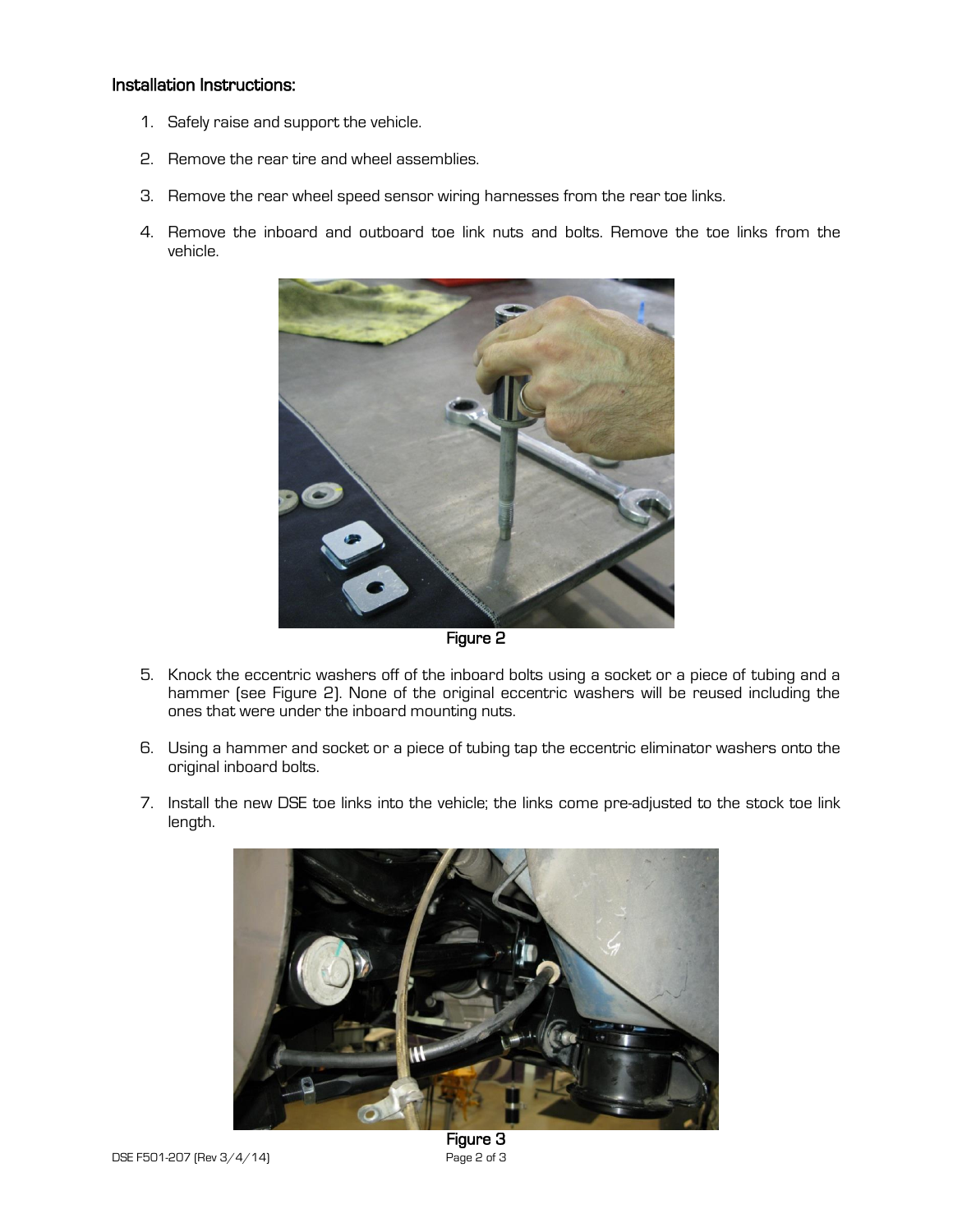## Installation Instructions:

1. Safely raise and support the vehicle.
2. Remove the rear tire and wheel assemblies.
3. Remove the rear wheel speed sensor wiring harnesses from the rear toe links.
4. Remove the inboard and outboard toe link nuts and bolts. Remove the toe links from the vehicle.

Figure 2

5. Knock the eccentric washers off of the inboard bolts using a socket or a piece of tubing and a hammer (see Figure 2). None of the original eccentric washers will be reused including the ones that were under the inboard mounting nuts.
6. Using a hammer and socket or a piece of tubing tap the eccentric eliminator washers onto the original inboard bolts.
7. Install the new DSE toe links into the vehicle; the links come pre-adjusted to the stock toe link length.

Figure 3

DSE F501-207 (Rev 3/4/14)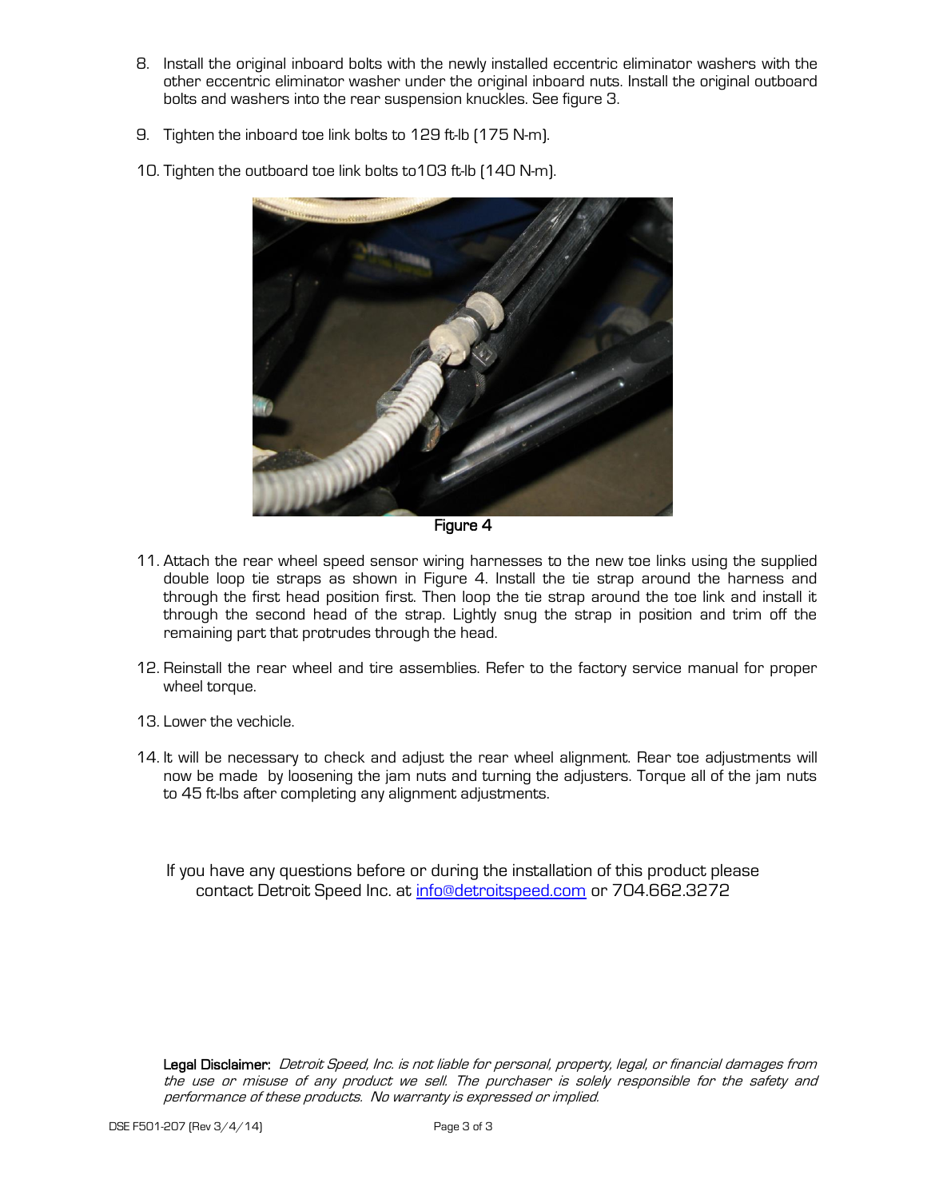8. Install the original inboard bolts with the newly installed eccentric eliminator washers with the other eccentric eliminator washer under the original inboard nuts. Install the original outboard bolts and washers into the rear suspension knuckles. See figure 3.

9. Tighten the inboard toe link bolts to 129 ft-lb (175 N-m).

10. Tighten the outboard toe link bolts to103 ft-lb (140 N-m).

Figure 4

11. Attach the rear wheel speed sensor wiring harnesses to the new toe links using the supplied double loop tie straps as shown in Figure 4. Install the tie strap around the harness and through the first head position first. Then loop the tie strap around the toe link and install it through the second head of the strap. Lightly snug the strap in position and trim off the remaining part that protrudes through the head.

12. Reinstall the rear wheel and tire assemblies. Refer to the factory service manual for proper wheel torque.

13. Lower the vechicle.

14. It will be necessary to check and adjust the rear wheel alignment. Rear toe adjustments will now be made by loosening the jam nuts and turning the adjusters. Torque all of the jam nuts to 45 ft-lbs after completing any alignment adjustments.

If you have any questions before or during the installation of this product please contact Detroit Speed Inc. at info@detroitspeed.com or 704.662.3272

**Legal Disclaimer:** *Detroit Speed, Inc. is not liable for personal, property, legal, or financial damages from the use or misuse of any product we sell. The purchaser is solely responsible for the safety and performance of these products. No warranty is expressed or implied.*

DSE F501-207 (Rev 3/4/14)